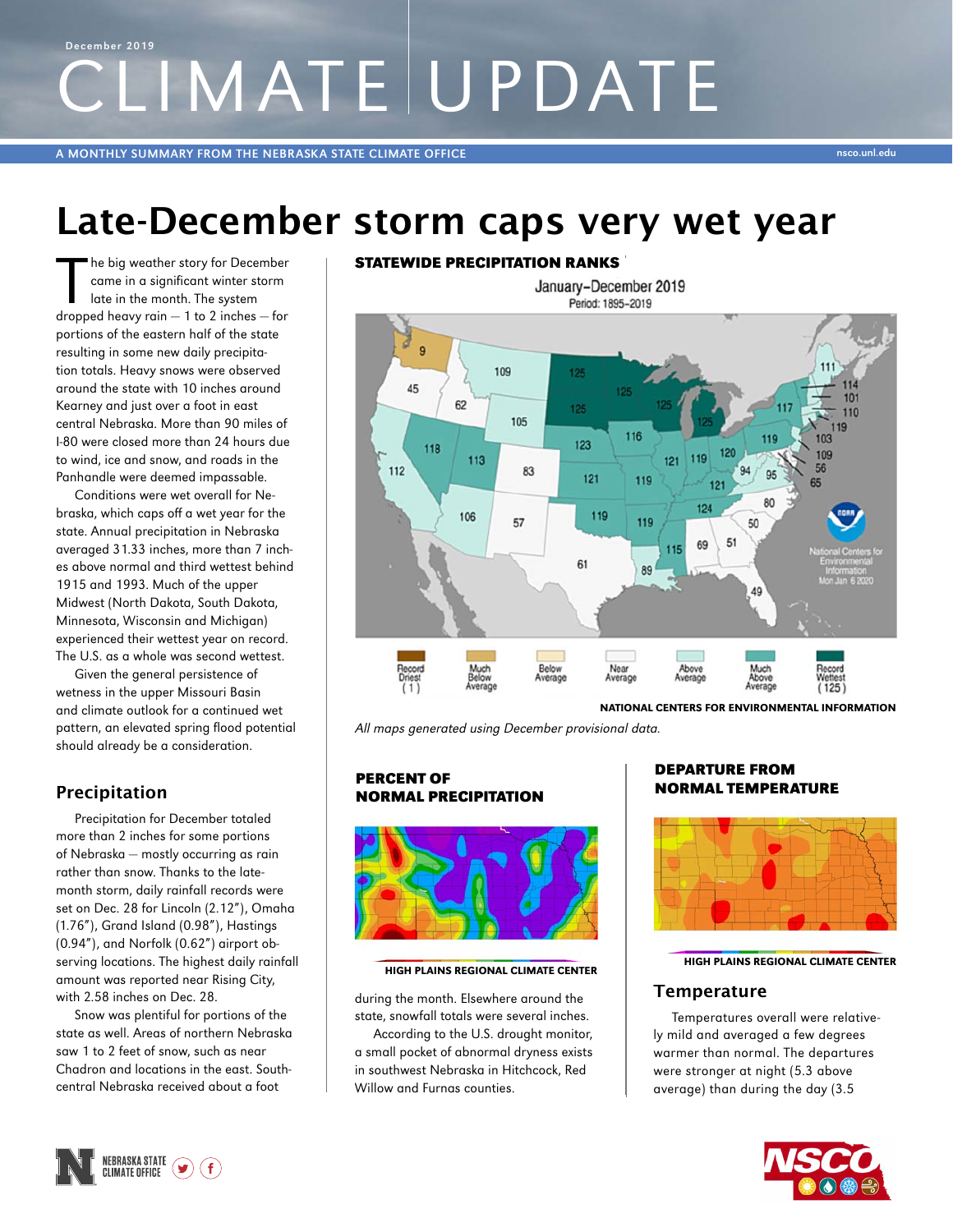December 2019

# CLIMATE UPDATE

A MONTHLY SUMMARY FROM THE NEBRASKA STATE CLIMATE OFFICE

nsco.unl.edu

# Late-December storm caps very wet year

The big weather story for December came in a significant winter storm late in the month. The system dropped heavy rain — 1 to 2 inches — for portions of the eastern half of the state resulting in some new daily precipitation totals. Heavy snows were observed around the state with 10 inches around Kearney and just over a foot in east central Nebraska. More than 90 miles of I-80 were closed more than 24 hours due to wind, ice and snow, and roads in the Panhandle were deemed impassable.

Conditions were wet overall for Nebraska, which caps off a wet year for the state. Annual precipitation in Nebraska averaged 31.33 inches, more than 7 inches above normal and third wettest behind 1915 and 1993. Much of the upper Midwest (North Dakota, South Dakota, Minnesota, Wisconsin and Michigan) experienced their wettest year on record. The U.S. as a whole was second wettest.

Given the general persistence of wetness in the upper Missouri Basin and climate outlook for a continued wet pattern, an elevated spring flood potential should already be a consideration.

**STATEWIDE PRECIPITATION RANKS**

NATIONAL CENTERS FOR ENVIRONMENTAL INFORMATION

*All maps generated using December provisional data.*

## Precipitation

Precipitation for December totaled more than 2 inches for some portions of Nebraska — mostly occurring as rain rather than snow. Thanks to the late-month storm, daily rainfall records were set on Dec. 28 for Lincoln (2.12"), Omaha (1.76"), Grand Island (0.98"), Hastings (0.94"), and Norfolk (0.62") airport observing locations. The highest daily rainfall amount was reported near Rising City, with 2.58 inches on Dec. 28.

Snow was plentiful for portions of the state as well. Areas of northern Nebraska saw 1 to 2 feet of snow, such as near Chadron and locations in the east. South-central Nebraska received about a foot during the month. Elsewhere around the state, snowfall totals were several inches.

According to the U.S. drought monitor, a small pocket of abnormal dryness exists in southwest Nebraska in Hitchcock, Red Willow and Furnas counties.

**PERCENT OF NORMAL PRECIPITATION**

HIGH PLAINS REGIONAL CLIMATE CENTER

**DEPARTURE FROM NORMAL TEMPERATURE**

HIGH PLAINS REGIONAL CLIMATE CENTER

## Temperature

Temperatures overall were relatively mild and averaged a few degrees warmer than normal. The departures were stronger at night (5.3 above average) than during the day (3.5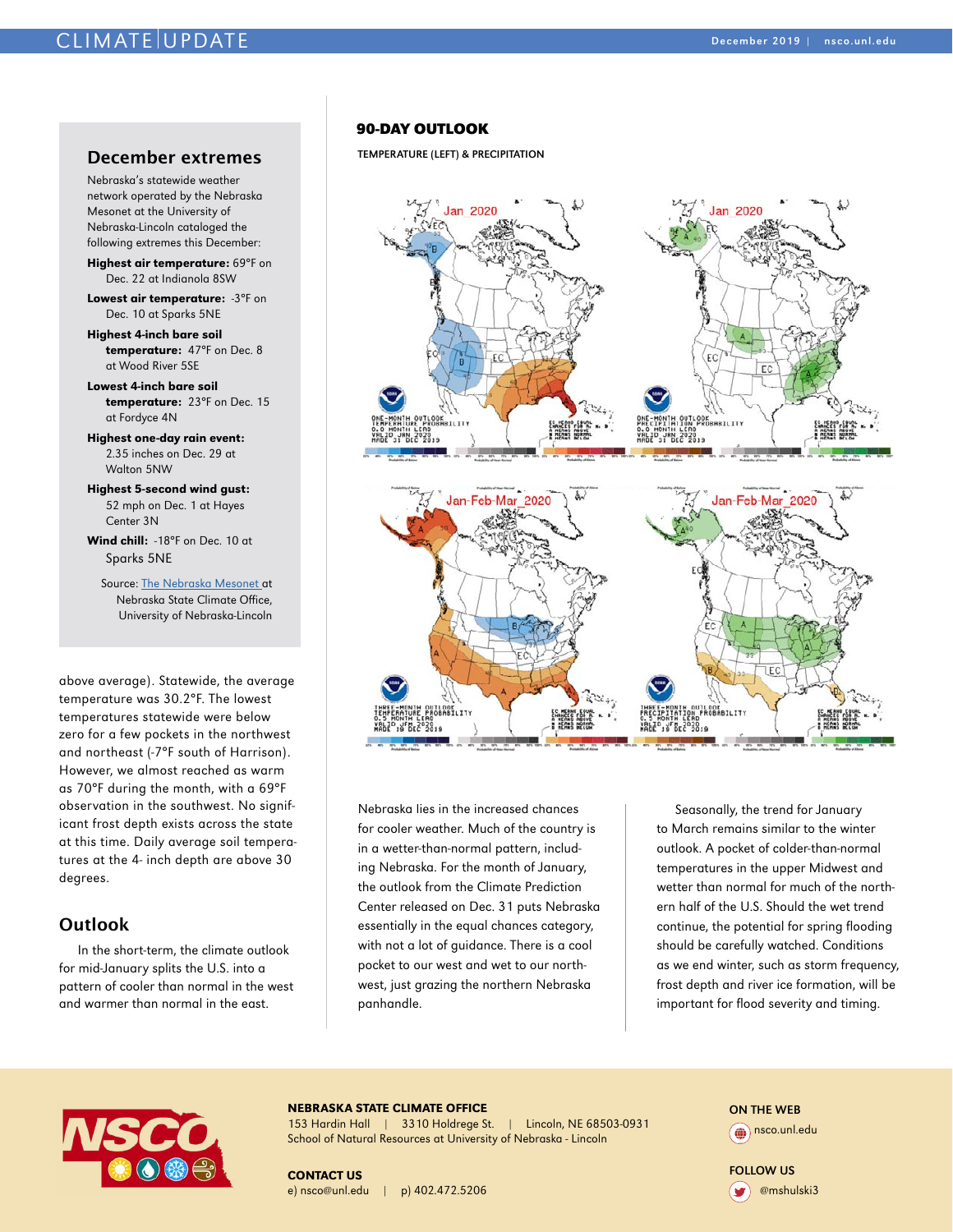## December extremes

Nebraska's statewide weather network operated by the Nebraska Mesonet at the University of Nebraska-Lincoln cataloged the following extremes this December:

**Highest air temperature:** 69°F on Dec. 22 at Indianola 8SW

**Lowest air temperature:** -3°F on Dec. 10 at Sparks 5NE

**Highest 4-inch bare soil temperature:** 47°F on Dec. 8 at Wood River 5SE

**Lowest 4-inch bare soil temperature:** 23°F on Dec. 15 at Fordyce 4N

**Highest one-day rain event:** 2.35 inches on Dec. 29 at Walton 5NW

**Highest 5-second wind gust:** 52 mph on Dec. 1 at Hayes Center 3N

**Wind chill:** -18°F on Dec. 10 at Sparks 5NE

Source: The Nebraska Mesonet at Nebraska State Climate Office, University of Nebraska-Lincoln

above average). Statewide, the average temperature was 30.2°F. The lowest temperatures statewide were below zero for a few pockets in the northwest and northeast (-7°F south of Harrison). However, we almost reached as warm as 70°F during the month, with a 69°F observation in the southwest. No significant frost depth exists across the state at this time. Daily average soil temperatures at the 4- inch depth are above 30 degrees.

## Outlook

In the short-term, the climate outlook for mid-January splits the U.S. into a pattern of cooler than normal in the west and warmer than normal in the east.

## 90-DAY OUTLOOK

TEMPERATURE (LEFT) & PRECIPITATION

Jan 2020

ONE-MONTH OUTLOOK
TEMPERATURE PROBABILITY
0.0 MONTH LEAD
VALID JAN 2020
MADE 31 DEC 2019

Jan 2020

ONE-MONTH OUTLOOK
PRECIPITATION PROBABILITY
0.0 MONTH LEAD
VALID JAN 2020
MADE 31 DEC 2019

Jan-Feb-Mar 2020

THREE-MONTH OUTLOOK
TEMPERATURE PROBABILITY
0.5 MONTH LEAD
VALID JFM 2020
MADE 19 DEC 2019

Jan-Feb-Mar 2020

THREE-MONTH OUTLOOK
PRECIPITATION PROBABILITY
0.5 MONTH LEAD
VALID JFM 2020
MADE 19 DEC 2019

Nebraska lies in the increased chances for cooler weather. Much of the country is in a wetter-than-normal pattern, including Nebraska. For the month of January, the outlook from the Climate Prediction Center released on Dec. 31 puts Nebraska essentially in the equal chances category, with not a lot of guidance. There is a cool pocket to our west and wet to our northwest, just grazing the northern Nebraska panhandle.

Seasonally, the trend for January to March remains similar to the winter outlook. A pocket of colder-than-normal temperatures in the upper Midwest and wetter than normal for much of the northern half of the U.S. Should the wet trend continue, the potential for spring flooding should be carefully watched. Conditions as we end winter, such as storm frequency, frost depth and river ice formation, will be important for flood severity and timing.

**NEBRASKA STATE CLIMATE OFFICE**
153 Hardin Hall | 3310 Holdrege St. | Lincoln, NE 68503-0931
School of Natural Resources at University of Nebraska - Lincoln

**CONTACT US**
e) nsco@unl.edu | p) 402.472.5206

**ON THE WEB**
nsco.unl.edu

**FOLLOW US**
@mshulski3